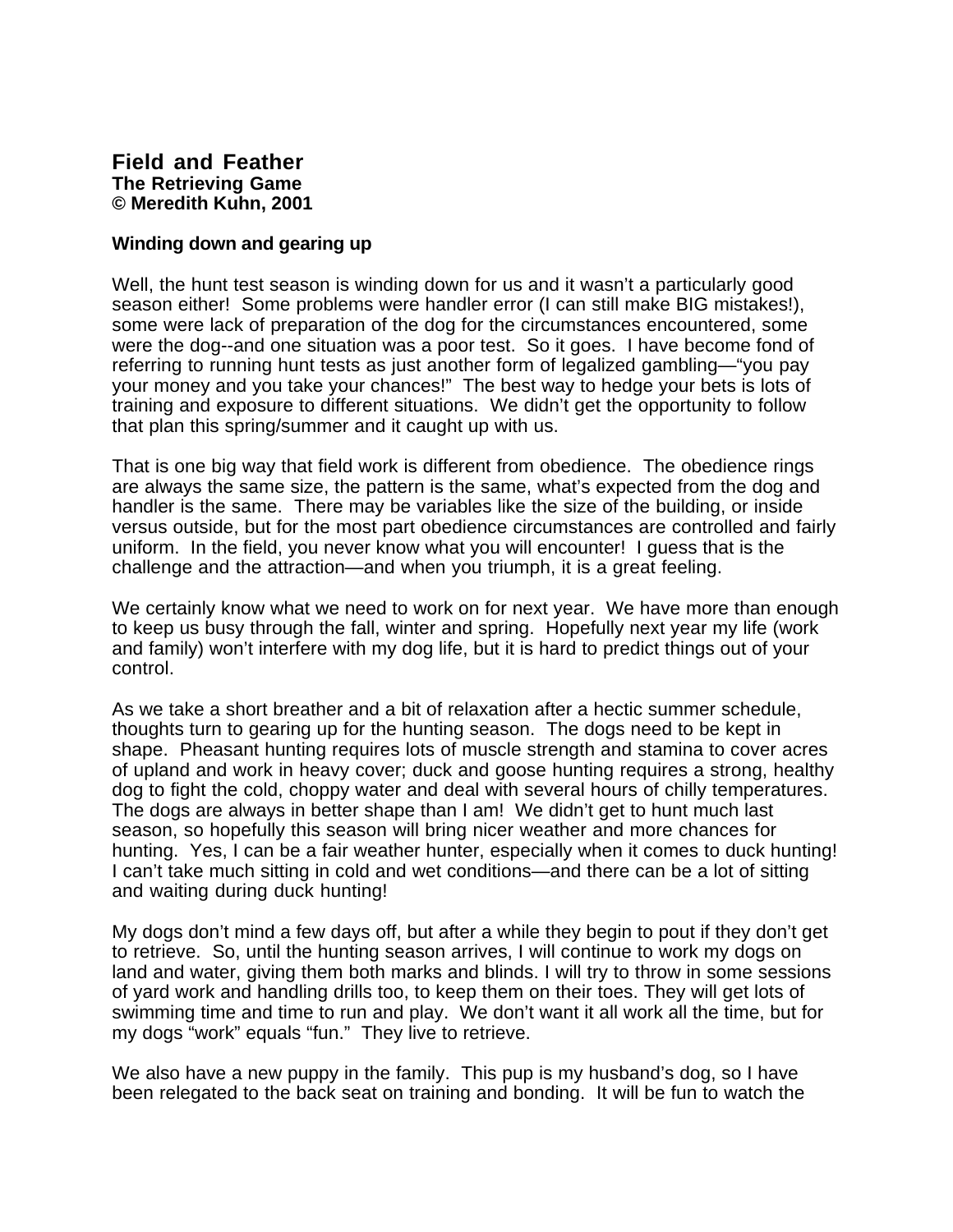# Field and Feather

**The Retrieving Game**
**© Meredith Kuhn, 2001**

**Winding down and gearing up**

Well, the hunt test season is winding down for us and it wasn't a particularly good season either! Some problems were handler error (I can still make BIG mistakes!), some were lack of preparation of the dog for the circumstances encountered, some were the dog--and one situation was a poor test. So it goes. I have become fond of referring to running hunt tests as just another form of legalized gambling—"you pay your money and you take your chances!" The best way to hedge your bets is lots of training and exposure to different situations. We didn't get the opportunity to follow that plan this spring/summer and it caught up with us.

That is one big way that field work is different from obedience. The obedience rings are always the same size, the pattern is the same, what's expected from the dog and handler is the same. There may be variables like the size of the building, or inside versus outside, but for the most part obedience circumstances are controlled and fairly uniform. In the field, you never know what you will encounter! I guess that is the challenge and the attraction—and when you triumph, it is a great feeling.

We certainly know what we need to work on for next year. We have more than enough to keep us busy through the fall, winter and spring. Hopefully next year my life (work and family) won't interfere with my dog life, but it is hard to predict things out of your control.

As we take a short breather and a bit of relaxation after a hectic summer schedule, thoughts turn to gearing up for the hunting season. The dogs need to be kept in shape. Pheasant hunting requires lots of muscle strength and stamina to cover acres of upland and work in heavy cover; duck and goose hunting requires a strong, healthy dog to fight the cold, choppy water and deal with several hours of chilly temperatures. The dogs are always in better shape than I am! We didn't get to hunt much last season, so hopefully this season will bring nicer weather and more chances for hunting. Yes, I can be a fair weather hunter, especially when it comes to duck hunting! I can't take much sitting in cold and wet conditions—and there can be a lot of sitting and waiting during duck hunting!

My dogs don't mind a few days off, but after a while they begin to pout if they don't get to retrieve. So, until the hunting season arrives, I will continue to work my dogs on land and water, giving them both marks and blinds. I will try to throw in some sessions of yard work and handling drills too, to keep them on their toes. They will get lots of swimming time and time to run and play. We don't want it all work all the time, but for my dogs "work" equals "fun." They live to retrieve.

We also have a new puppy in the family. This pup is my husband's dog, so I have been relegated to the back seat on training and bonding. It will be fun to watch the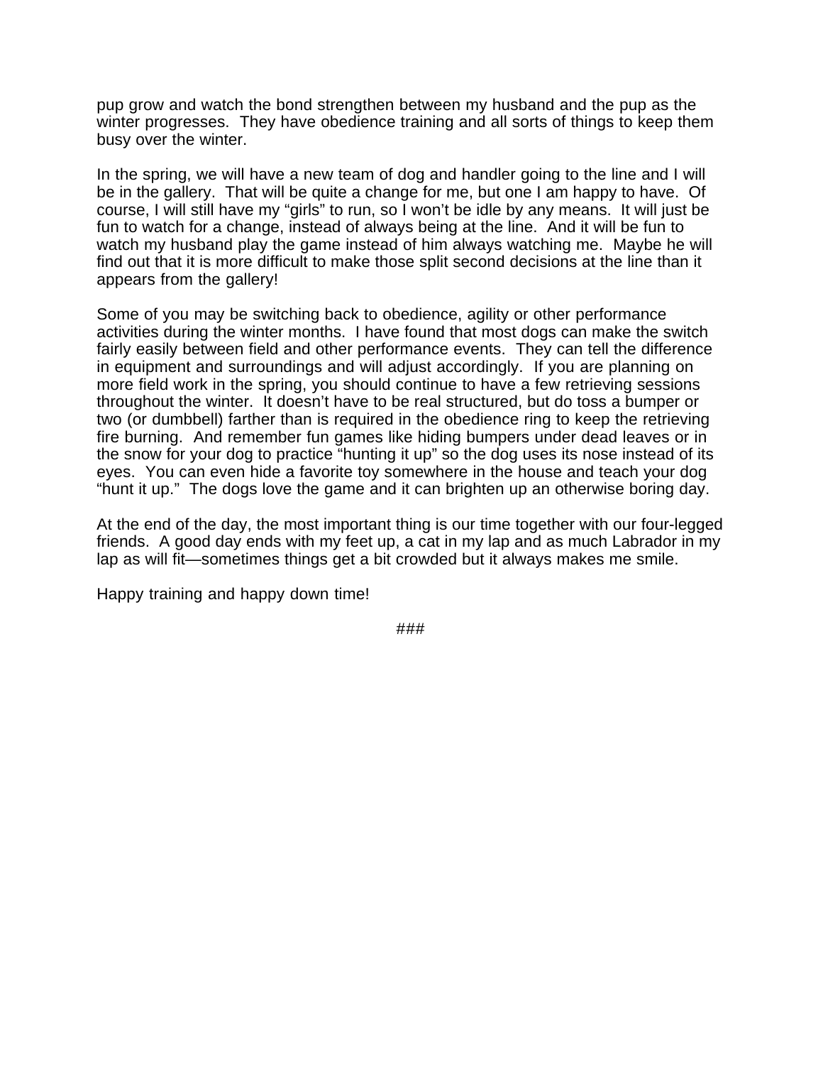pup grow and watch the bond strengthen between my husband and the pup as the winter progresses. They have obedience training and all sorts of things to keep them busy over the winter.

In the spring, we will have a new team of dog and handler going to the line and I will be in the gallery. That will be quite a change for me, but one I am happy to have. Of course, I will still have my "girls" to run, so I won't be idle by any means. It will just be fun to watch for a change, instead of always being at the line. And it will be fun to watch my husband play the game instead of him always watching me. Maybe he will find out that it is more difficult to make those split second decisions at the line than it appears from the gallery!

Some of you may be switching back to obedience, agility or other performance activities during the winter months. I have found that most dogs can make the switch fairly easily between field and other performance events. They can tell the difference in equipment and surroundings and will adjust accordingly. If you are planning on more field work in the spring, you should continue to have a few retrieving sessions throughout the winter. It doesn't have to be real structured, but do toss a bumper or two (or dumbbell) farther than is required in the obedience ring to keep the retrieving fire burning. And remember fun games like hiding bumpers under dead leaves or in the snow for your dog to practice "hunting it up" so the dog uses its nose instead of its eyes. You can even hide a favorite toy somewhere in the house and teach your dog "hunt it up." The dogs love the game and it can brighten up an otherwise boring day.

At the end of the day, the most important thing is our time together with our four-legged friends. A good day ends with my feet up, a cat in my lap and as much Labrador in my lap as will fit—sometimes things get a bit crowded but it always makes me smile.

Happy training and happy down time!

###